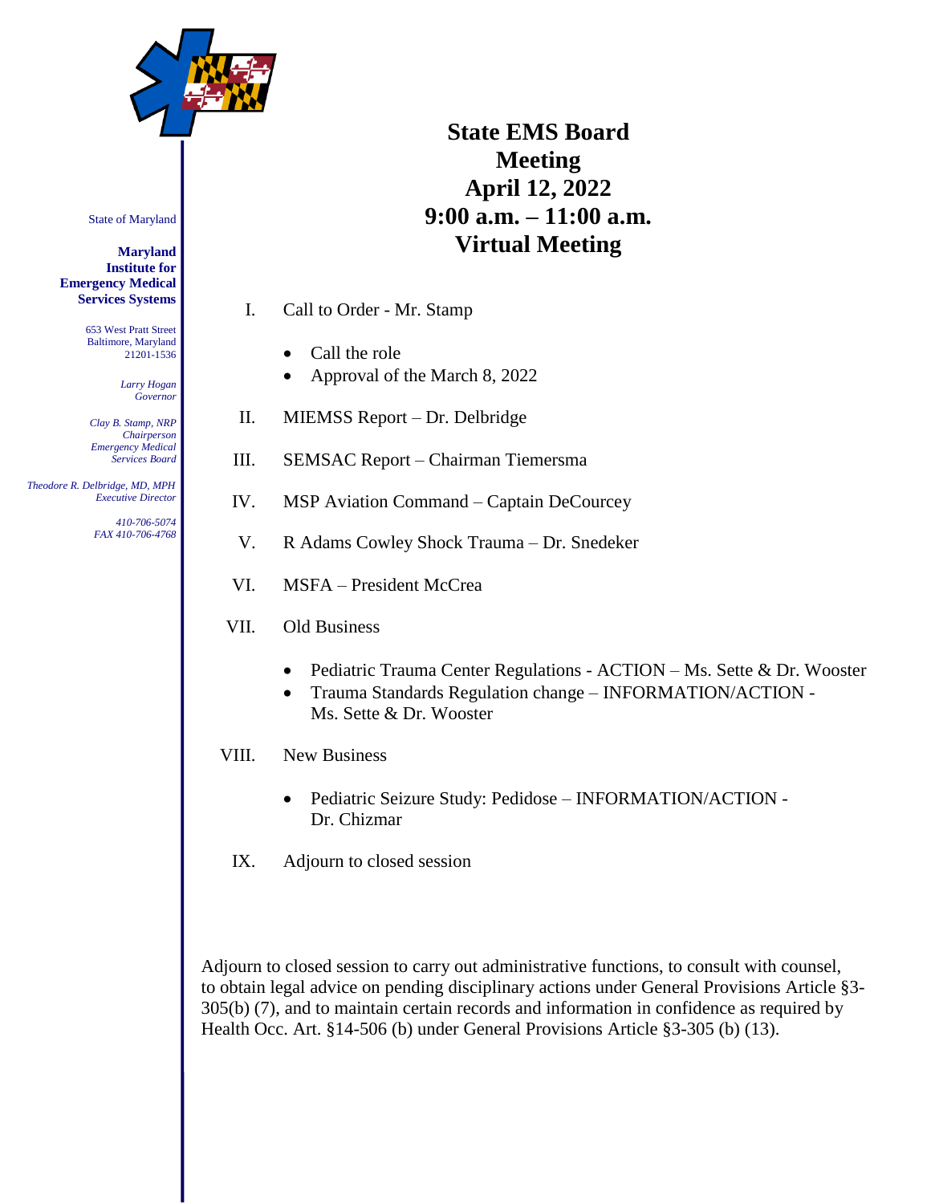State of Maryland

**Maryland Institute for Emergency Medical Services Systems**

653 West Pratt Street
Baltimore, Maryland
21201-1536

*Larry Hogan*
*Governor*

*Clay B. Stamp, NRP*
*Chairperson*
*Emergency Medical Services Board*

*Theodore R. Delbridge, MD, MPH*
*Executive Director*

*410-706-5074*
*FAX 410-706-4768*

# State EMS Board Meeting
# April 12, 2022
# 9:00 a.m. – 11:00 a.m.
# Virtual Meeting

I. Call to Order - Mr. Stamp

- Call the role
- Approval of the March 8, 2022

II. MIEMSS Report – Dr. Delbridge

III. SEMSAC Report – Chairman Tiemersma

IV. MSP Aviation Command – Captain DeCourcey

V. R Adams Cowley Shock Trauma – Dr. Snedeker

VI. MSFA – President McCrea

VII. Old Business

- Pediatric Trauma Center Regulations - ACTION – Ms. Sette & Dr. Wooster
- Trauma Standards Regulation change – INFORMATION/ACTION - Ms. Sette & Dr. Wooster

VIII. New Business

- Pediatric Seizure Study: Pedidose – INFORMATION/ACTION - Dr. Chizmar

IX. Adjourn to closed session

Adjourn to closed session to carry out administrative functions, to consult with counsel, to obtain legal advice on pending disciplinary actions under General Provisions Article §3-305(b) (7), and to maintain certain records and information in confidence as required by Health Occ. Art. §14-506 (b) under General Provisions Article §3-305 (b) (13).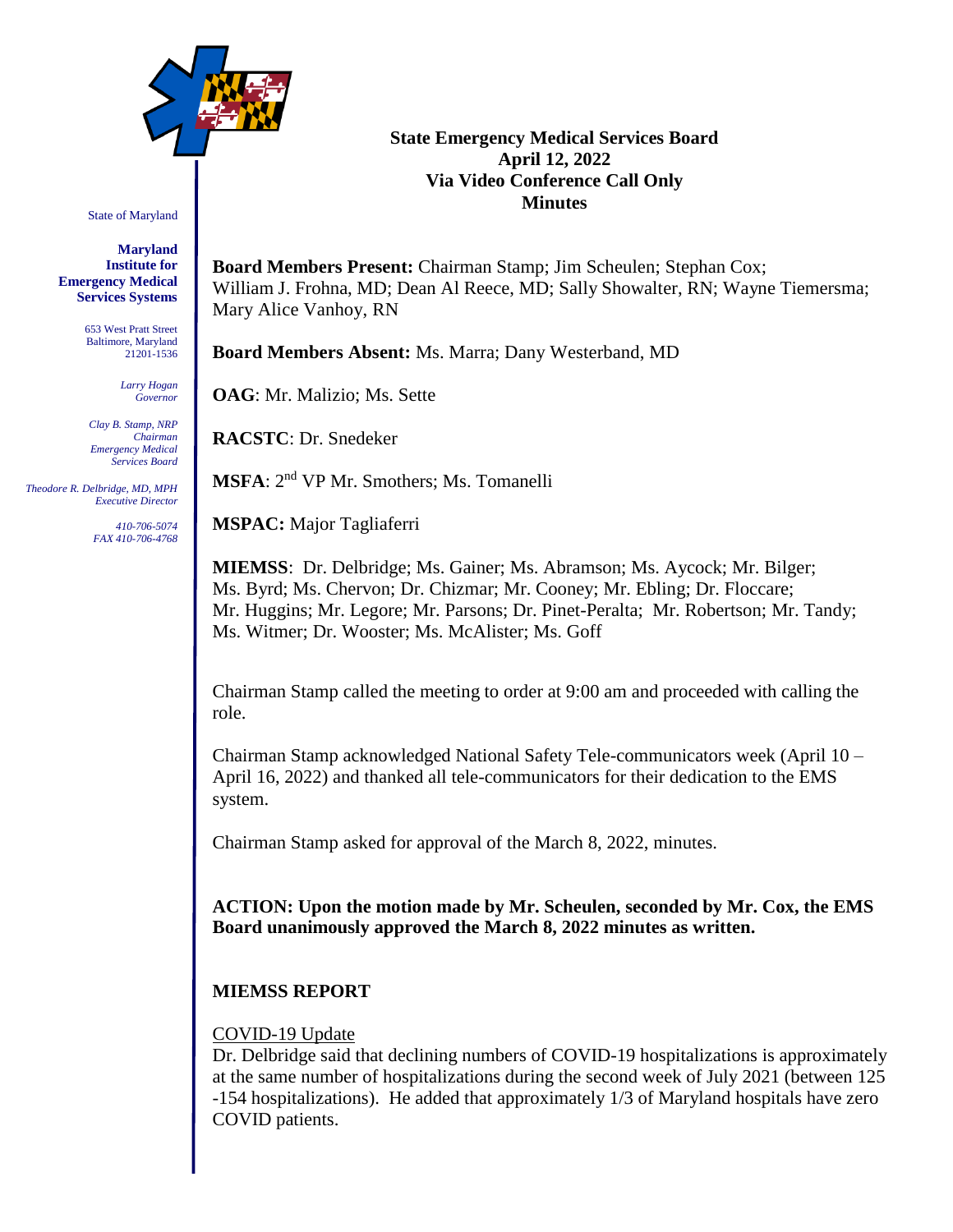**State Emergency Medical Services Board**
**April 12, 2022**
**Via Video Conference Call Only**
**Minutes**

State of Maryland

**Maryland Institute for Emergency Medical Services Systems**

653 West Pratt Street
Baltimore, Maryland
21201-1536

*Larry Hogan*
*Governor*

*Clay B. Stamp, NRP*
*Chairman*
*Emergency Medical Services Board*

*Theodore R. Delbridge, MD, MPH*
*Executive Director*

*410-706-5074*
*FAX 410-706-4768*

**Board Members Present:** Chairman Stamp; Jim Scheulen; Stephan Cox; William J. Frohna, MD; Dean Al Reece, MD; Sally Showalter, RN; Wayne Tiemersma; Mary Alice Vanhoy, RN

**Board Members Absent:** Ms. Marra; Dany Westerband, MD

**OAG**: Mr. Malizio; Ms. Sette

**RACSTC**: Dr. Snedeker

**MSFA**: 2nd VP Mr. Smothers; Ms. Tomanelli

**MSPAC:** Major Tagliaferri

**MIEMSS**: Dr. Delbridge; Ms. Gainer; Ms. Abramson; Ms. Aycock; Mr. Bilger; Ms. Byrd; Ms. Chervon; Dr. Chizmar; Mr. Cooney; Mr. Ebling; Dr. Floccare; Mr. Huggins; Mr. Legore; Mr. Parsons; Dr. Pinet-Peralta; Mr. Robertson; Mr. Tandy; Ms. Witmer; Dr. Wooster; Ms. McAlister; Ms. Goff

Chairman Stamp called the meeting to order at 9:00 am and proceeded with calling the role.

Chairman Stamp acknowledged National Safety Tele-communicators week (April 10 – April 16, 2022) and thanked all tele-communicators for their dedication to the EMS system.

Chairman Stamp asked for approval of the March 8, 2022, minutes.

**ACTION: Upon the motion made by Mr. Scheulen, seconded by Mr. Cox, the EMS Board unanimously approved the March 8, 2022 minutes as written.**

## MIEMSS REPORT

COVID-19 Update

Dr. Delbridge said that declining numbers of COVID-19 hospitalizations is approximately at the same number of hospitalizations during the second week of July 2021 (between 125 -154 hospitalizations). He added that approximately 1/3 of Maryland hospitals have zero COVID patients.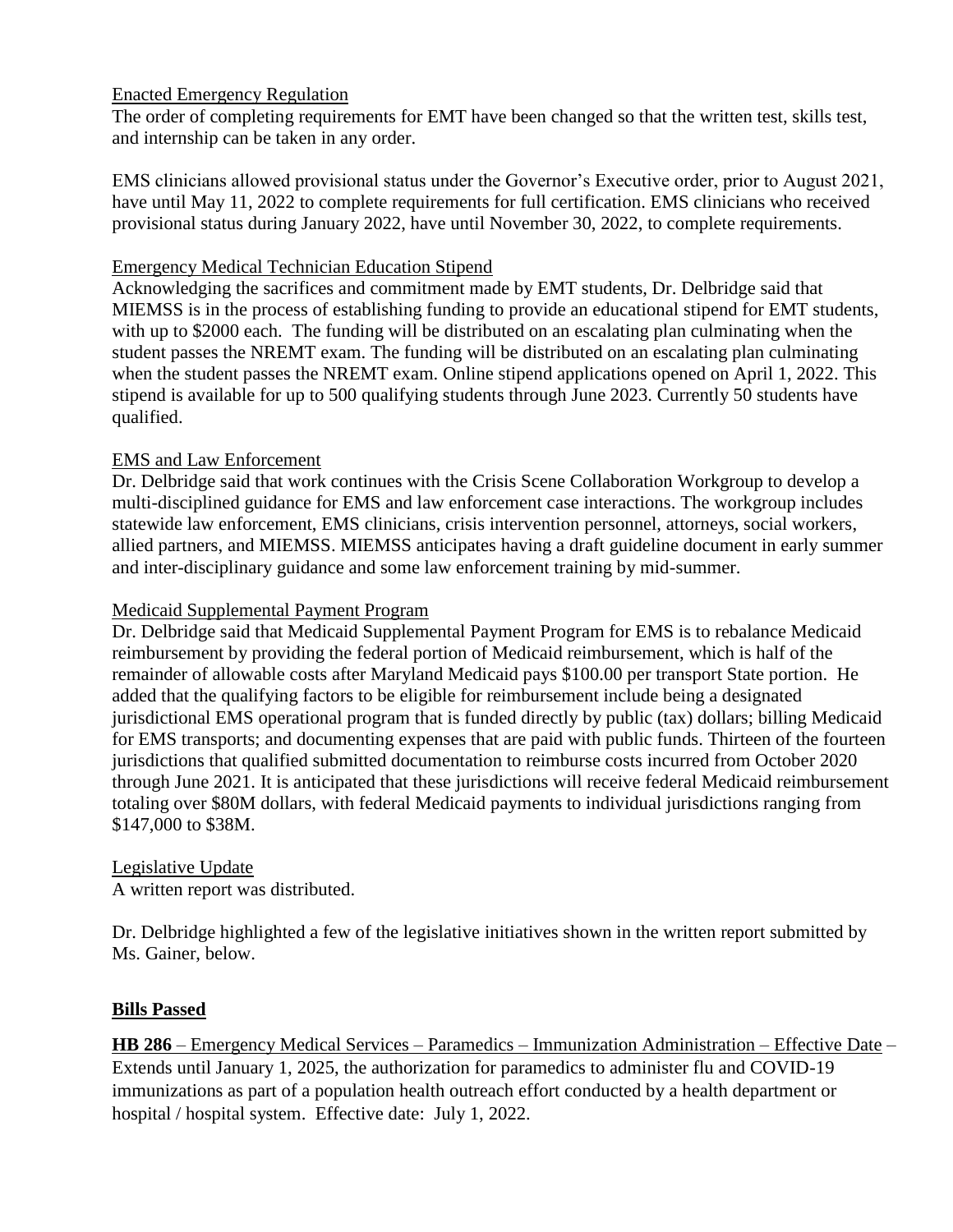Enacted Emergency Regulation

The order of completing requirements for EMT have been changed so that the written test, skills test, and internship can be taken in any order.

EMS clinicians allowed provisional status under the Governor's Executive order, prior to August 2021, have until May 11, 2022 to complete requirements for full certification. EMS clinicians who received provisional status during January 2022, have until November 30, 2022, to complete requirements.

Emergency Medical Technician Education Stipend

Acknowledging the sacrifices and commitment made by EMT students, Dr. Delbridge said that MIEMSS is in the process of establishing funding to provide an educational stipend for EMT students, with up to $2000 each. The funding will be distributed on an escalating plan culminating when the student passes the NREMT exam. The funding will be distributed on an escalating plan culminating when the student passes the NREMT exam. Online stipend applications opened on April 1, 2022. This stipend is available for up to 500 qualifying students through June 2023. Currently 50 students have qualified.

EMS and Law Enforcement

Dr. Delbridge said that work continues with the Crisis Scene Collaboration Workgroup to develop a multi-disciplined guidance for EMS and law enforcement case interactions. The workgroup includes statewide law enforcement, EMS clinicians, crisis intervention personnel, attorneys, social workers, allied partners, and MIEMSS. MIEMSS anticipates having a draft guideline document in early summer and inter-disciplinary guidance and some law enforcement training by mid-summer.

Medicaid Supplemental Payment Program

Dr. Delbridge said that Medicaid Supplemental Payment Program for EMS is to rebalance Medicaid reimbursement by providing the federal portion of Medicaid reimbursement, which is half of the remainder of allowable costs after Maryland Medicaid pays $100.00 per transport State portion. He added that the qualifying factors to be eligible for reimbursement include being a designated jurisdictional EMS operational program that is funded directly by public (tax) dollars; billing Medicaid for EMS transports; and documenting expenses that are paid with public funds. Thirteen of the fourteen jurisdictions that qualified submitted documentation to reimburse costs incurred from October 2020 through June 2021. It is anticipated that these jurisdictions will receive federal Medicaid reimbursement totaling over $80M dollars, with federal Medicaid payments to individual jurisdictions ranging from $147,000 to $38M.

Legislative Update

A written report was distributed.

Dr. Delbridge highlighted a few of the legislative initiatives shown in the written report submitted by Ms. Gainer, below.

**Bills Passed**

**HB 286** – Emergency Medical Services – Paramedics – Immunization Administration – Effective Date – Extends until January 1, 2025, the authorization for paramedics to administer flu and COVID-19 immunizations as part of a population health outreach effort conducted by a health department or hospital / hospital system. Effective date: July 1, 2022.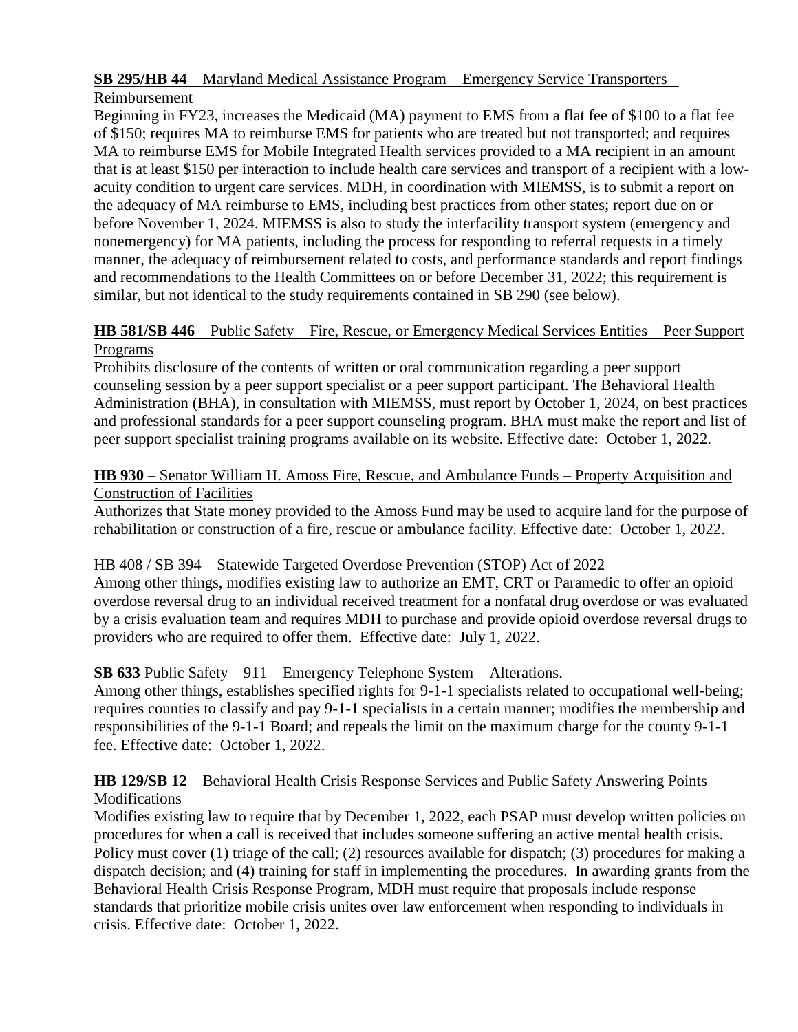**SB 295/HB 44** – Maryland Medical Assistance Program – Emergency Service Transporters – Reimbursement

Beginning in FY23, increases the Medicaid (MA) payment to EMS from a flat fee of $100 to a flat fee of $150; requires MA to reimburse EMS for patients who are treated but not transported; and requires MA to reimburse EMS for Mobile Integrated Health services provided to a MA recipient in an amount that is at least $150 per interaction to include health care services and transport of a recipient with a low-acuity condition to urgent care services. MDH, in coordination with MIEMSS, is to submit a report on the adequacy of MA reimburse to EMS, including best practices from other states; report due on or before November 1, 2024. MIEMSS is also to study the interfacility transport system (emergency and nonemergency) for MA patients, including the process for responding to referral requests in a timely manner, the adequacy of reimbursement related to costs, and performance standards and report findings and recommendations to the Health Committees on or before December 31, 2022; this requirement is similar, but not identical to the study requirements contained in SB 290 (see below).

**HB 581/SB 446** – Public Safety – Fire, Rescue, or Emergency Medical Services Entities – Peer Support Programs

Prohibits disclosure of the contents of written or oral communication regarding a peer support counseling session by a peer support specialist or a peer support participant. The Behavioral Health Administration (BHA), in consultation with MIEMSS, must report by October 1, 2024, on best practices and professional standards for a peer support counseling program. BHA must make the report and list of peer support specialist training programs available on its website. Effective date: October 1, 2022.

**HB 930** – Senator William H. Amoss Fire, Rescue, and Ambulance Funds – Property Acquisition and Construction of Facilities

Authorizes that State money provided to the Amoss Fund may be used to acquire land for the purpose of rehabilitation or construction of a fire, rescue or ambulance facility. Effective date: October 1, 2022.

HB 408 / SB 394 – Statewide Targeted Overdose Prevention (STOP) Act of 2022

Among other things, modifies existing law to authorize an EMT, CRT or Paramedic to offer an opioid overdose reversal drug to an individual received treatment for a nonfatal drug overdose or was evaluated by a crisis evaluation team and requires MDH to purchase and provide opioid overdose reversal drugs to providers who are required to offer them. Effective date: July 1, 2022.

**SB 633** Public Safety – 911 – Emergency Telephone System – Alterations.

Among other things, establishes specified rights for 9-1-1 specialists related to occupational well-being; requires counties to classify and pay 9-1-1 specialists in a certain manner; modifies the membership and responsibilities of the 9-1-1 Board; and repeals the limit on the maximum charge for the county 9-1-1 fee. Effective date: October 1, 2022.

**HB 129/SB 12** – Behavioral Health Crisis Response Services and Public Safety Answering Points – Modifications

Modifies existing law to require that by December 1, 2022, each PSAP must develop written policies on procedures for when a call is received that includes someone suffering an active mental health crisis. Policy must cover (1) triage of the call; (2) resources available for dispatch; (3) procedures for making a dispatch decision; and (4) training for staff in implementing the procedures. In awarding grants from the Behavioral Health Crisis Response Program, MDH must require that proposals include response standards that prioritize mobile crisis unites over law enforcement when responding to individuals in crisis. Effective date: October 1, 2022.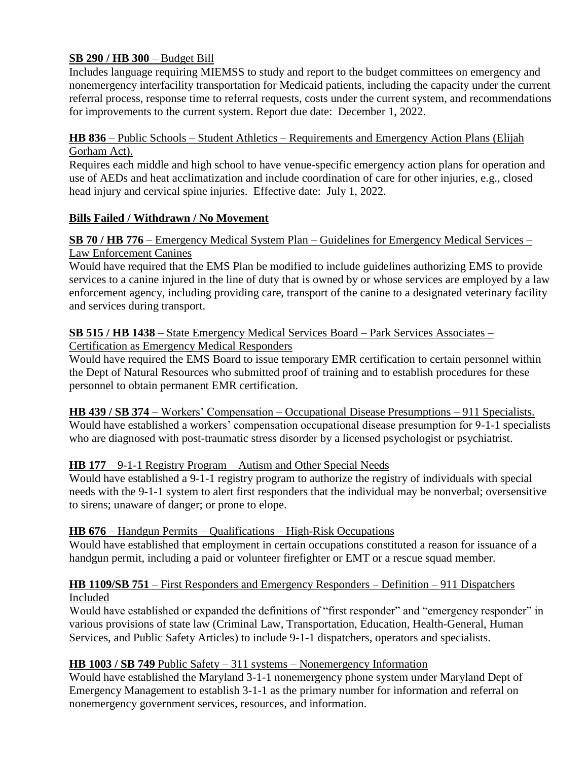**SB 290 / HB 300** – Budget Bill

Includes language requiring MIEMSS to study and report to the budget committees on emergency and nonemergency interfacility transportation for Medicaid patients, including the capacity under the current referral process, response time to referral requests, costs under the current system, and recommendations for improvements to the current system. Report due date: December 1, 2022.

**HB 836** – Public Schools – Student Athletics – Requirements and Emergency Action Plans (Elijah Gorham Act).

Requires each middle and high school to have venue-specific emergency action plans for operation and use of AEDs and heat acclimatization and include coordination of care for other injuries, e.g., closed head injury and cervical spine injuries. Effective date: July 1, 2022.

**Bills Failed / Withdrawn / No Movement**

**SB 70 / HB 776** – Emergency Medical System Plan – Guidelines for Emergency Medical Services – Law Enforcement Canines

Would have required that the EMS Plan be modified to include guidelines authorizing EMS to provide services to a canine injured in the line of duty that is owned by or whose services are employed by a law enforcement agency, including providing care, transport of the canine to a designated veterinary facility and services during transport.

**SB 515 / HB 1438** – State Emergency Medical Services Board – Park Services Associates – Certification as Emergency Medical Responders

Would have required the EMS Board to issue temporary EMR certification to certain personnel within the Dept of Natural Resources who submitted proof of training and to establish procedures for these personnel to obtain permanent EMR certification.

**HB 439 / SB 374** – Workers' Compensation – Occupational Disease Presumptions – 911 Specialists.

Would have established a workers' compensation occupational disease presumption for 9-1-1 specialists who are diagnosed with post-traumatic stress disorder by a licensed psychologist or psychiatrist.

**HB 177** – 9-1-1 Registry Program – Autism and Other Special Needs

Would have established a 9-1-1 registry program to authorize the registry of individuals with special needs with the 9-1-1 system to alert first responders that the individual may be nonverbal; oversensitive to sirens; unaware of danger; or prone to elope.

**HB 676** – Handgun Permits – Qualifications – High-Risk Occupations

Would have established that employment in certain occupations constituted a reason for issuance of a handgun permit, including a paid or volunteer firefighter or EMT or a rescue squad member.

**HB 1109/SB 751** – First Responders and Emergency Responders – Definition – 911 Dispatchers Included

Would have established or expanded the definitions of "first responder" and "emergency responder" in various provisions of state law (Criminal Law, Transportation, Education, Health-General, Human Services, and Public Safety Articles) to include 9-1-1 dispatchers, operators and specialists.

**HB 1003 / SB 749** Public Safety – 311 systems – Nonemergency Information

Would have established the Maryland 3-1-1 nonemergency phone system under Maryland Dept of Emergency Management to establish 3-1-1 as the primary number for information and referral on nonemergency government services, resources, and information.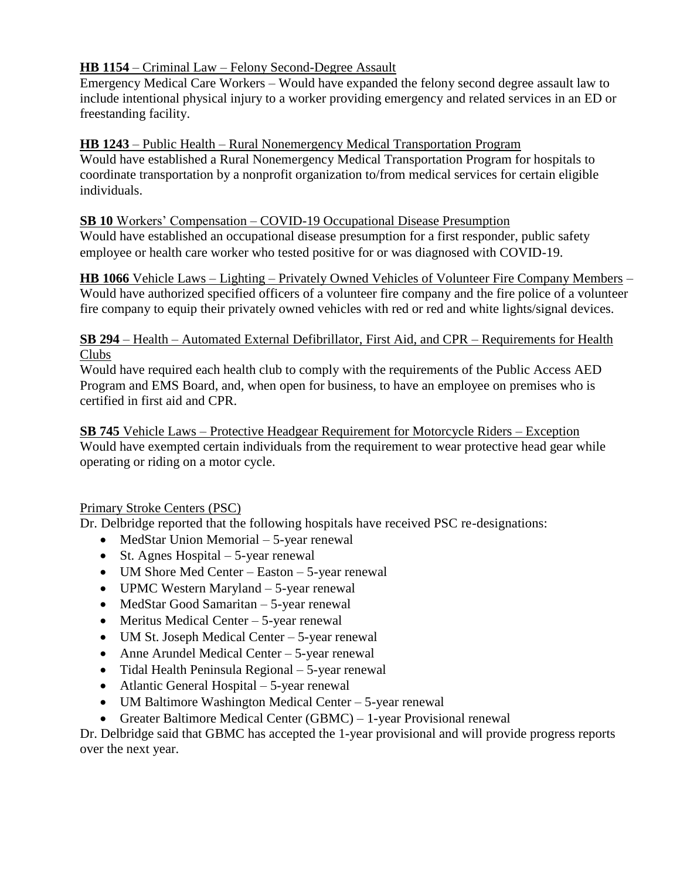**HB 1154** – Criminal Law – Felony Second-Degree Assault
Emergency Medical Care Workers – Would have expanded the felony second degree assault law to include intentional physical injury to a worker providing emergency and related services in an ED or freestanding facility.

**HB 1243** – Public Health – Rural Nonemergency Medical Transportation Program
Would have established a Rural Nonemergency Medical Transportation Program for hospitals to coordinate transportation by a nonprofit organization to/from medical services for certain eligible individuals.

**SB 10** Workers' Compensation – COVID-19 Occupational Disease Presumption
Would have established an occupational disease presumption for a first responder, public safety employee or health care worker who tested positive for or was diagnosed with COVID-19.

**HB 1066** Vehicle Laws – Lighting – Privately Owned Vehicles of Volunteer Fire Company Members – Would have authorized specified officers of a volunteer fire company and the fire police of a volunteer fire company to equip their privately owned vehicles with red or red and white lights/signal devices.

**SB 294** – Health – Automated External Defibrillator, First Aid, and CPR – Requirements for Health Clubs
Would have required each health club to comply with the requirements of the Public Access AED Program and EMS Board, and, when open for business, to have an employee on premises who is certified in first aid and CPR.

**SB 745** Vehicle Laws – Protective Headgear Requirement for Motorcycle Riders – Exception
Would have exempted certain individuals from the requirement to wear protective head gear while operating or riding on a motor cycle.

Primary Stroke Centers (PSC)

Dr. Delbridge reported that the following hospitals have received PSC re-designations:

- MedStar Union Memorial – 5-year renewal
- St. Agnes Hospital – 5-year renewal
- UM Shore Med Center – Easton – 5-year renewal
- UPMC Western Maryland – 5-year renewal
- MedStar Good Samaritan – 5-year renewal
- Meritus Medical Center – 5-year renewal
- UM St. Joseph Medical Center – 5-year renewal
- Anne Arundel Medical Center – 5-year renewal
- Tidal Health Peninsula Regional – 5-year renewal
- Atlantic General Hospital – 5-year renewal
- UM Baltimore Washington Medical Center – 5-year renewal
- Greater Baltimore Medical Center (GBMC) – 1-year Provisional renewal

Dr. Delbridge said that GBMC has accepted the 1-year provisional and will provide progress reports over the next year.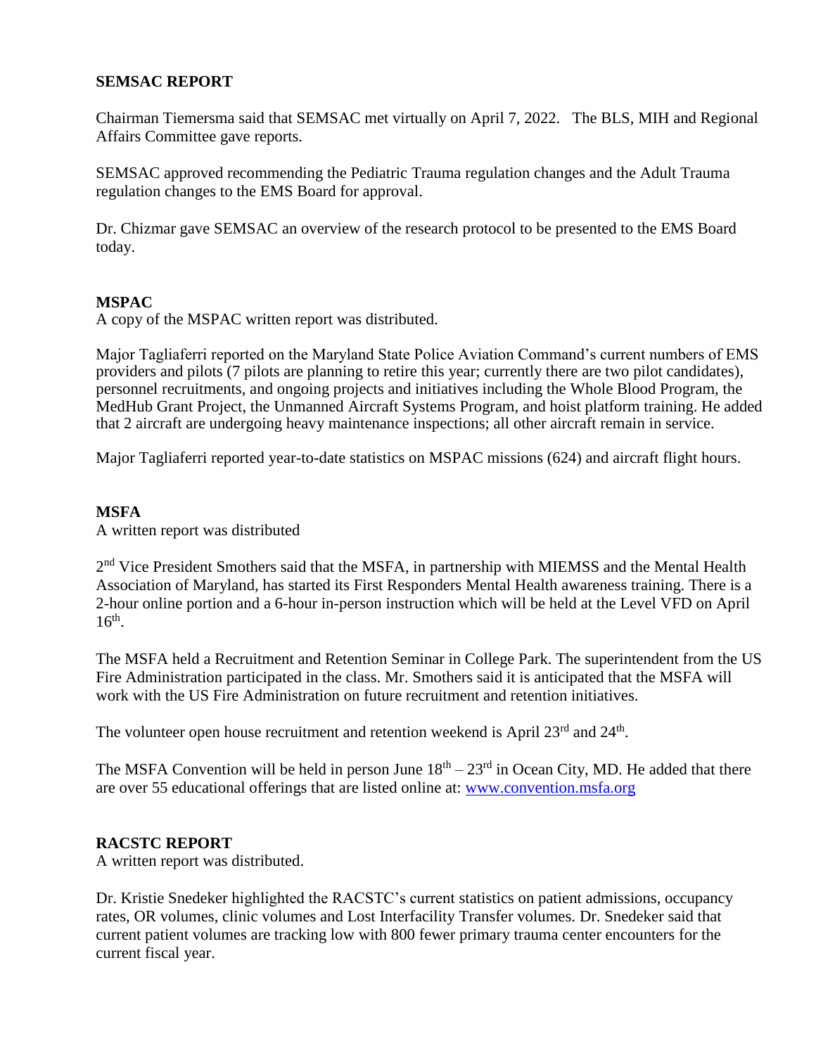**SEMSAC REPORT**

Chairman Tiemersma said that SEMSAC met virtually on April 7, 2022. The BLS, MIH and Regional Affairs Committee gave reports.

SEMSAC approved recommending the Pediatric Trauma regulation changes and the Adult Trauma regulation changes to the EMS Board for approval.

Dr. Chizmar gave SEMSAC an overview of the research protocol to be presented to the EMS Board today.

**MSPAC**

A copy of the MSPAC written report was distributed.

Major Tagliaferri reported on the Maryland State Police Aviation Command's current numbers of EMS providers and pilots (7 pilots are planning to retire this year; currently there are two pilot candidates), personnel recruitments, and ongoing projects and initiatives including the Whole Blood Program, the MedHub Grant Project, the Unmanned Aircraft Systems Program, and hoist platform training. He added that 2 aircraft are undergoing heavy maintenance inspections; all other aircraft remain in service.

Major Tagliaferri reported year-to-date statistics on MSPAC missions (624) and aircraft flight hours.

**MSFA**

A written report was distributed

2nd Vice President Smothers said that the MSFA, in partnership with MIEMSS and the Mental Health Association of Maryland, has started its First Responders Mental Health awareness training. There is a 2-hour online portion and a 6-hour in-person instruction which will be held at the Level VFD on April 16th.

The MSFA held a Recruitment and Retention Seminar in College Park. The superintendent from the US Fire Administration participated in the class. Mr. Smothers said it is anticipated that the MSFA will work with the US Fire Administration on future recruitment and retention initiatives.

The volunteer open house recruitment and retention weekend is April 23rd and 24th.

The MSFA Convention will be held in person June 18th – 23rd in Ocean City, MD. He added that there are over 55 educational offerings that are listed online at: [www.convention.msfa.org](www.convention.msfa.org)

**RACSTC REPORT**

A written report was distributed.

Dr. Kristie Snedeker highlighted the RACSTC's current statistics on patient admissions, occupancy rates, OR volumes, clinic volumes and Lost Interfacility Transfer volumes. Dr. Snedeker said that current patient volumes are tracking low with 800 fewer primary trauma center encounters for the current fiscal year.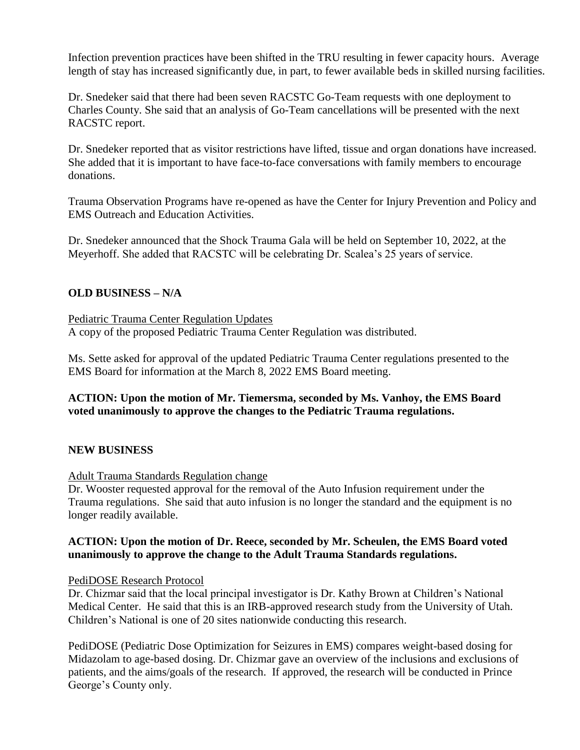Infection prevention practices have been shifted in the TRU resulting in fewer capacity hours. Average length of stay has increased significantly due, in part, to fewer available beds in skilled nursing facilities.

Dr. Snedeker said that there had been seven RACSTC Go-Team requests with one deployment to Charles County. She said that an analysis of Go-Team cancellations will be presented with the next RACSTC report.

Dr. Snedeker reported that as visitor restrictions have lifted, tissue and organ donations have increased. She added that it is important to have face-to-face conversations with family members to encourage donations.

Trauma Observation Programs have re-opened as have the Center for Injury Prevention and Policy and EMS Outreach and Education Activities.

Dr. Snedeker announced that the Shock Trauma Gala will be held on September 10, 2022, at the Meyerhoff. She added that RACSTC will be celebrating Dr. Scalea's 25 years of service.

**OLD BUSINESS – N/A**

<u>Pediatric Trauma Center Regulation Updates</u>
A copy of the proposed Pediatric Trauma Center Regulation was distributed.

Ms. Sette asked for approval of the updated Pediatric Trauma Center regulations presented to the EMS Board for information at the March 8, 2022 EMS Board meeting.

**ACTION: Upon the motion of Mr. Tiemersma, seconded by Ms. Vanhoy, the EMS Board voted unanimously to approve the changes to the Pediatric Trauma regulations.**

**NEW BUSINESS**

<u>Adult Trauma Standards Regulation change</u>
Dr. Wooster requested approval for the removal of the Auto Infusion requirement under the Trauma regulations. She said that auto infusion is no longer the standard and the equipment is no longer readily available.

**ACTION: Upon the motion of Dr. Reece, seconded by Mr. Scheulen, the EMS Board voted unanimously to approve the change to the Adult Trauma Standards regulations.**

<u>PediDOSE Research Protocol</u>
Dr. Chizmar said that the local principal investigator is Dr. Kathy Brown at Children's National Medical Center. He said that this is an IRB-approved research study from the University of Utah. Children's National is one of 20 sites nationwide conducting this research.

PediDOSE (Pediatric Dose Optimization for Seizures in EMS) compares weight-based dosing for Midazolam to age-based dosing. Dr. Chizmar gave an overview of the inclusions and exclusions of patients, and the aims/goals of the research. If approved, the research will be conducted in Prince George's County only.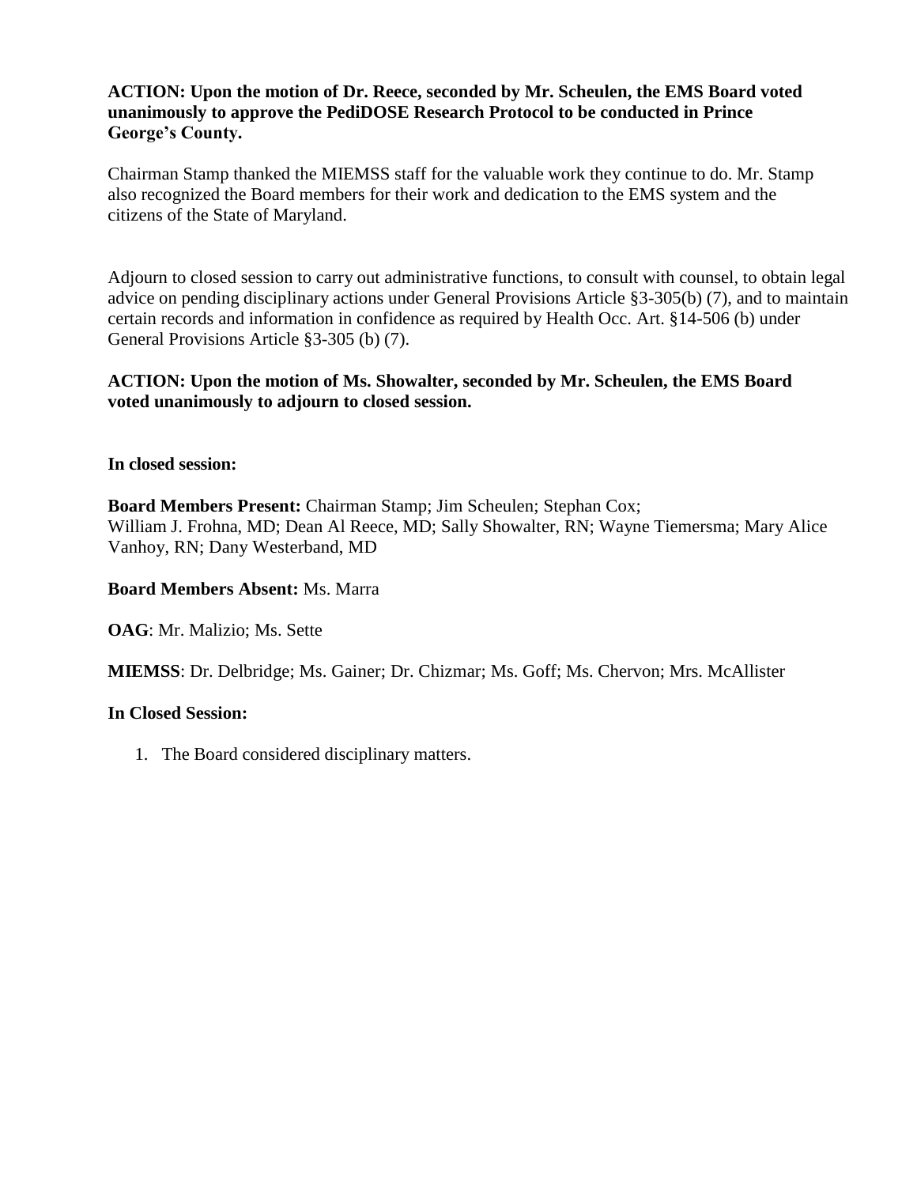**ACTION: Upon the motion of Dr. Reece, seconded by Mr. Scheulen, the EMS Board voted unanimously to approve the PediDOSE Research Protocol to be conducted in Prince George's County.**

Chairman Stamp thanked the MIEMSS staff for the valuable work they continue to do. Mr. Stamp also recognized the Board members for their work and dedication to the EMS system and the citizens of the State of Maryland.

Adjourn to closed session to carry out administrative functions, to consult with counsel, to obtain legal advice on pending disciplinary actions under General Provisions Article §3-305(b) (7), and to maintain certain records and information in confidence as required by Health Occ. Art. §14-506 (b) under General Provisions Article §3-305 (b) (7).

**ACTION: Upon the motion of Ms. Showalter, seconded by Mr. Scheulen, the EMS Board voted unanimously to adjourn to closed session.**

**In closed session:**

**Board Members Present:** Chairman Stamp; Jim Scheulen; Stephan Cox; William J. Frohna, MD; Dean Al Reece, MD; Sally Showalter, RN; Wayne Tiemersma; Mary Alice Vanhoy, RN; Dany Westerband, MD

**Board Members Absent:** Ms. Marra

**OAG**: Mr. Malizio; Ms. Sette

**MIEMSS**: Dr. Delbridge; Ms. Gainer; Dr. Chizmar; Ms. Goff; Ms. Chervon; Mrs. McAllister

**In Closed Session:**

1. The Board considered disciplinary matters.